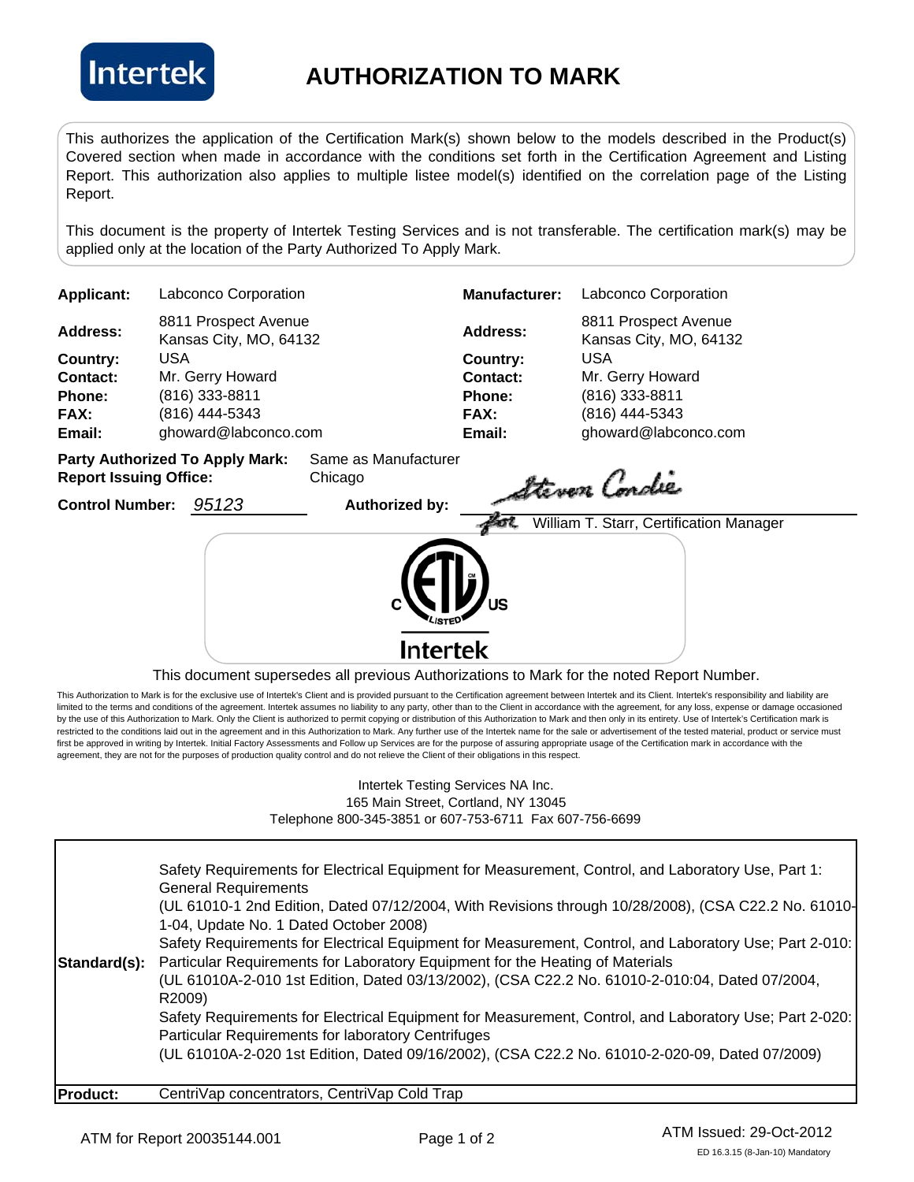Intertek

# AUTHORIZATION TO MARK

This authorizes the application of the Certification Mark(s) shown below to the models described in the Product(s) Covered section when made in accordance with the conditions set forth in the Certification Agreement and Listing Report. This authorization also applies to multiple listee model(s) identified on the correlation page of the Listing Report.

This document is the property of Intertek Testing Services and is not transferable. The certification mark(s) may be applied only at the location of the Party Authorized To Apply Mark.

| | | | |
|---|---|---|---|
| **Applicant:** | Labconco Corporation | **Manufacturer:** | Labconco Corporation |
| **Address:** | 8811 Prospect Avenue<br>Kansas City, MO, 64132 | **Address:** | 8811 Prospect Avenue<br>Kansas City, MO, 64132 |
| **Country:** | USA | **Country:** | USA |
| **Contact:** | Mr. Gerry Howard | **Contact:** | Mr. Gerry Howard |
| **Phone:** | (816) 333-8811 | **Phone:** | (816) 333-8811 |
| **FAX:** | (816) 444-5343 | **FAX:** | (816) 444-5343 |
| **Email:** | ghoward@labconco.com | **Email:** | ghoward@labconco.com |

**Party Authorized To Apply Mark:** Same as Manufacturer
**Report Issuing Office:** Chicago

**Control Number:** *95123* **Authorized by:** Steven Condie for William T. Starr, Certification Manager

C ETL LISTED US
Intertek

This document supersedes all previous Authorizations to Mark for the noted Report Number.

This Authorization to Mark is for the exclusive use of Intertek's Client and is provided pursuant to the Certification agreement between Intertek and its Client. Intertek's responsibility and liability are limited to the terms and conditions of the agreement. Intertek assumes no liability to any party, other than to the Client in accordance with the agreement, for any loss, expense or damage occasioned by the use of this Authorization to Mark. Only the Client is authorized to permit copying or distribution of this Authorization to Mark and then only in its entirety. Use of Intertek's Certification mark is restricted to the conditions laid out in the agreement and in this Authorization to Mark. Any further use of the Intertek name for the sale or advertisement of the tested material, product or service must first be approved in writing by Intertek. Initial Factory Assessments and Follow up Services are for the purpose of assuring appropriate usage of the Certification mark in accordance with the agreement, they are not for the purposes of production quality control and do not relieve the Client of their obligations in this respect.

Intertek Testing Services NA Inc.
165 Main Street, Cortland, NY 13045
Telephone 800-345-3851 or 607-753-6711 Fax 607-756-6699

| | |
|---|---|
| **Standard(s):** | Safety Requirements for Electrical Equipment for Measurement, Control, and Laboratory Use, Part 1: General Requirements<br>(UL 61010-1 2nd Edition, Dated 07/12/2004, With Revisions through 10/28/2008), (CSA C22.2 No. 61010-1-04, Update No. 1 Dated October 2008)<br>Safety Requirements for Electrical Equipment for Measurement, Control, and Laboratory Use; Part 2-010: Particular Requirements for Laboratory Equipment for the Heating of Materials<br>(UL 61010A-2-010 1st Edition, Dated 03/13/2002), (CSA C22.2 No. 61010-2-010:04, Dated 07/2004, R2009)<br>Safety Requirements for Electrical Equipment for Measurement, Control, and Laboratory Use; Part 2-020: Particular Requirements for laboratory Centrifuges<br>(UL 61010A-2-020 1st Edition, Dated 09/16/2002), (CSA C22.2 No. 61010-2-020-09, Dated 07/2009) |
| **Product:** | CentriVap concentrators, CentriVap Cold Trap |

ATM for Report 20035144.001

ATM Issued: 29-Oct-2012

ED 16.3.15 (8-Jan-10) Mandatory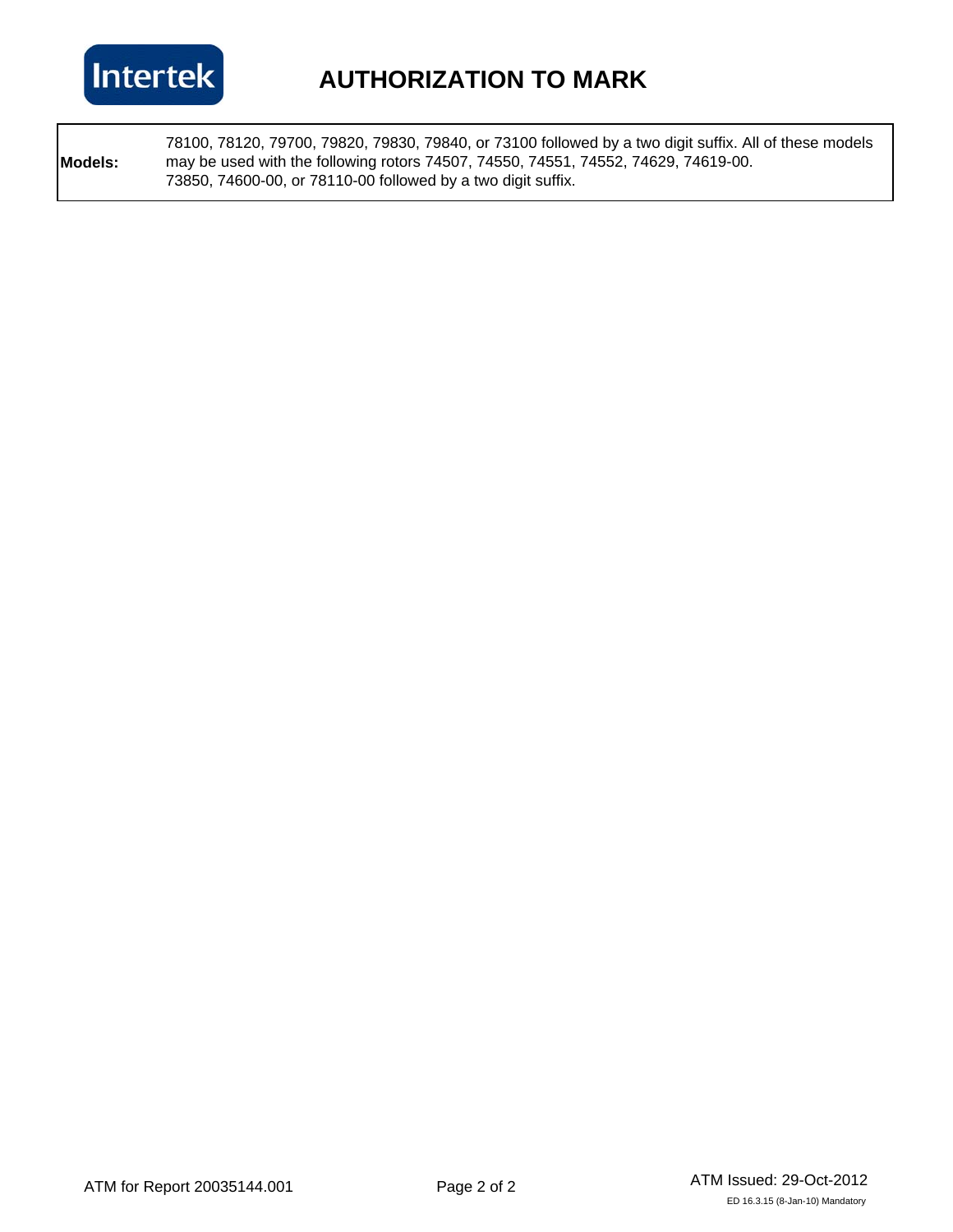# AUTHORIZATION TO MARK

| | |
|---|---|
| **Models:** | 78100, 78120, 79700, 79820, 79830, 79840, or 73100 followed by a two digit suffix. All of these models may be used with the following rotors 74507, 74550, 74551, 74552, 74629, 74619-00. 73850, 74600-00, or 78110-00 followed by a two digit suffix. |

ATM for Report 20035144.001

ATM Issued: 29-Oct-2012

ED 16.3.15 (8-Jan-10) Mandatory